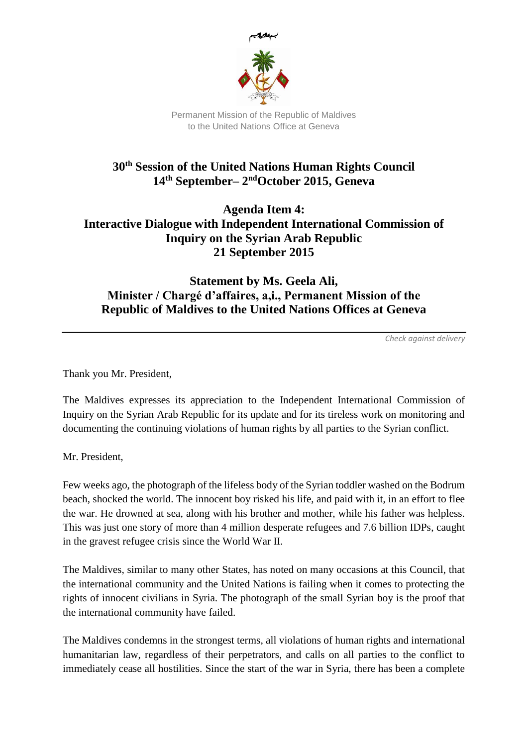بسم الله الرحمن الرحيم

Permanent Mission of the Republic of Maldives
to the United Nations Office at Geneva

# 30th Session of the United Nations Human Rights Council
# 14th September– 2ndOctober 2015, Geneva

## Agenda Item 4:
## Interactive Dialogue with Independent International Commission of Inquiry on the Syrian Arab Republic
## 21 September 2015

## Statement by Ms. Geela Ali,
## Minister / Chargé d'affaires, a,i., Permanent Mission of the Republic of Maldives to the United Nations Offices at Geneva

---

*Check against delivery*

Thank you Mr. President,

The Maldives expresses its appreciation to the Independent International Commission of Inquiry on the Syrian Arab Republic for its update and for its tireless work on monitoring and documenting the continuing violations of human rights by all parties to the Syrian conflict.

Mr. President,

Few weeks ago, the photograph of the lifeless body of the Syrian toddler washed on the Bodrum beach, shocked the world. The innocent boy risked his life, and paid with it, in an effort to flee the war. He drowned at sea, along with his brother and mother, while his father was helpless. This was just one story of more than 4 million desperate refugees and 7.6 billion IDPs, caught in the gravest refugee crisis since the World War II.

The Maldives, similar to many other States, has noted on many occasions at this Council, that the international community and the United Nations is failing when it comes to protecting the rights of innocent civilians in Syria. The photograph of the small Syrian boy is the proof that the international community have failed.

The Maldives condemns in the strongest terms, all violations of human rights and international humanitarian law, regardless of their perpetrators, and calls on all parties to the conflict to immediately cease all hostilities. Since the start of the war in Syria, there has been a complete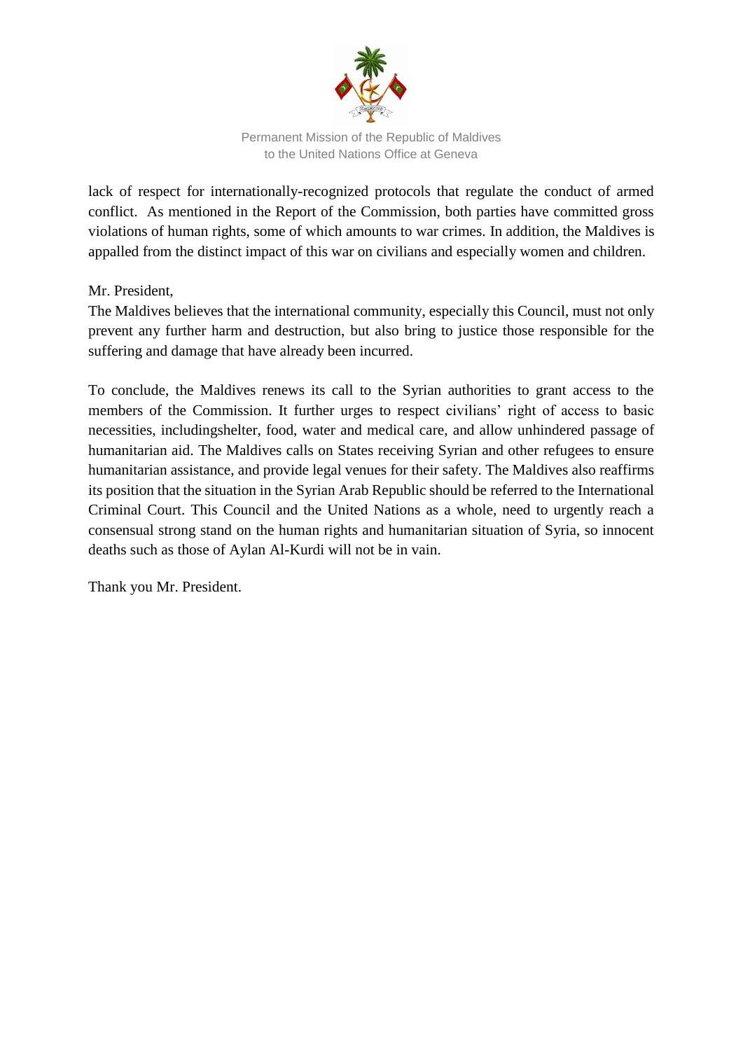lack of respect for internationally-recognized protocols that regulate the conduct of armed conflict. As mentioned in the Report of the Commission, both parties have committed gross violations of human rights, some of which amounts to war crimes. In addition, the Maldives is appalled from the distinct impact of this war on civilians and especially women and children.

Mr. President,

The Maldives believes that the international community, especially this Council, must not only prevent any further harm and destruction, but also bring to justice those responsible for the suffering and damage that have already been incurred.

To conclude, the Maldives renews its call to the Syrian authorities to grant access to the members of the Commission. It further urges to respect civilians' right of access to basic necessities, includingshelter, food, water and medical care, and allow unhindered passage of humanitarian aid. The Maldives calls on States receiving Syrian and other refugees to ensure humanitarian assistance, and provide legal venues for their safety. The Maldives also reaffirms its position that the situation in the Syrian Arab Republic should be referred to the International Criminal Court. This Council and the United Nations as a whole, need to urgently reach a consensual strong stand on the human rights and humanitarian situation of Syria, so innocent deaths such as those of Aylan Al-Kurdi will not be in vain.

Thank you Mr. President.